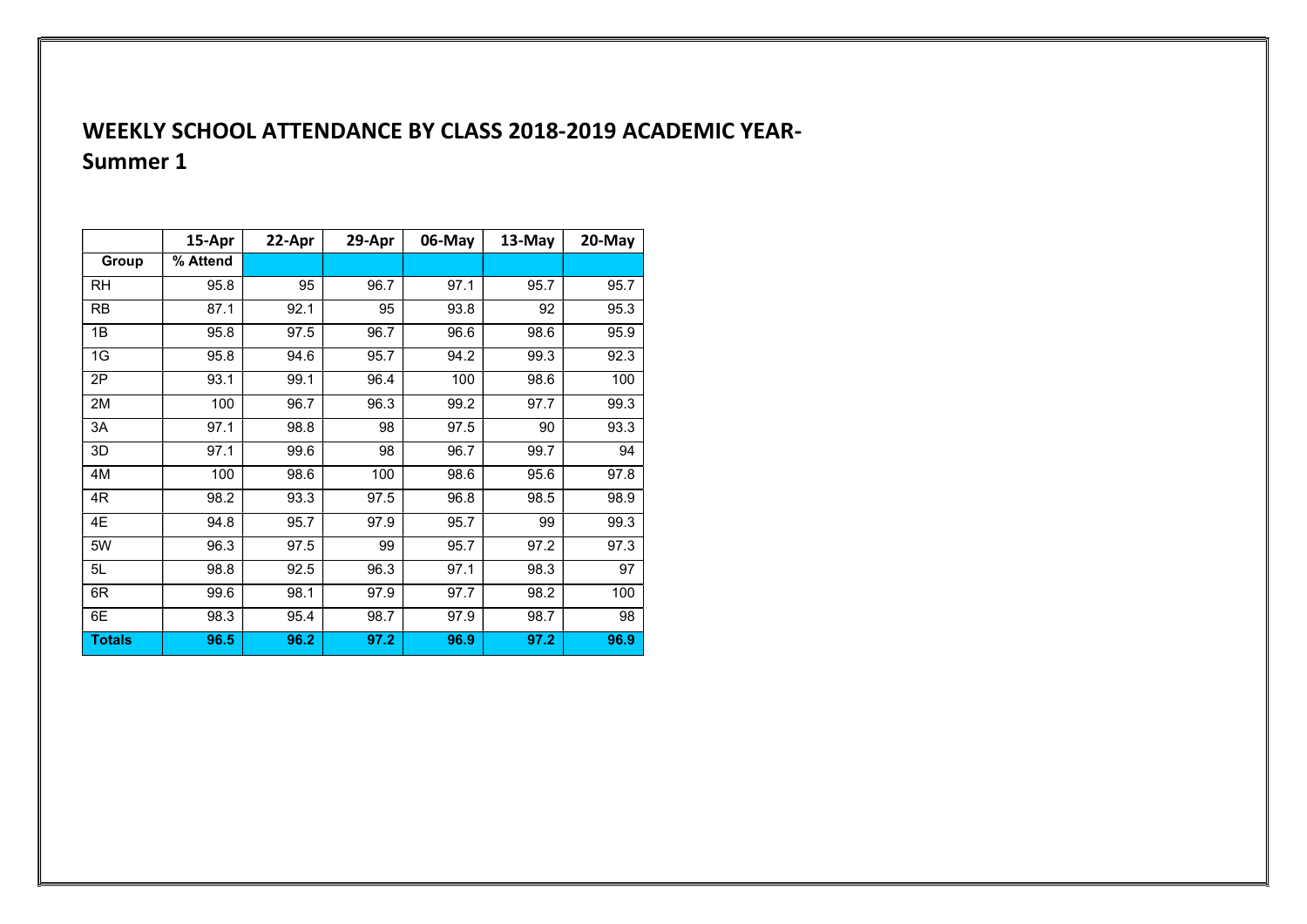# WEEKLY SCHOOL ATTENDANCE BY CLASS 2018-2019 ACADEMIC YEAR- Summer 1

| | 15-Apr | 22-Apr | 29-Apr | 06-May | 13-May | 20-May |
|---|---|---|---|---|---|---|
| **Group** | **% Attend** | | | | | |
| RH | 95.8 | 95 | 96.7 | 97.1 | 95.7 | 95.7 |
| RB | 87.1 | 92.1 | 95 | 93.8 | 92 | 95.3 |
| 1B | 95.8 | 97.5 | 96.7 | 96.6 | 98.6 | 95.9 |
| 1G | 95.8 | 94.6 | 95.7 | 94.2 | 99.3 | 92.3 |
| 2P | 93.1 | 99.1 | 96.4 | 100 | 98.6 | 100 |
| 2M | 100 | 96.7 | 96.3 | 99.2 | 97.7 | 99.3 |
| 3A | 97.1 | 98.8 | 98 | 97.5 | 90 | 93.3 |
| 3D | 97.1 | 99.6 | 98 | 96.7 | 99.7 | 94 |
| 4M | 100 | 98.6 | 100 | 98.6 | 95.6 | 97.8 |
| 4R | 98.2 | 93.3 | 97.5 | 96.8 | 98.5 | 98.9 |
| 4E | 94.8 | 95.7 | 97.9 | 95.7 | 99 | 99.3 |
| 5W | 96.3 | 97.5 | 99 | 95.7 | 97.2 | 97.3 |
| 5L | 98.8 | 92.5 | 96.3 | 97.1 | 98.3 | 97 |
| 6R | 99.6 | 98.1 | 97.9 | 97.7 | 98.2 | 100 |
| 6E | 98.3 | 95.4 | 98.7 | 97.9 | 98.7 | 98 |
| **Totals** | **96.5** | **96.2** | **97.2** | **96.9** | **97.2** | **96.9** |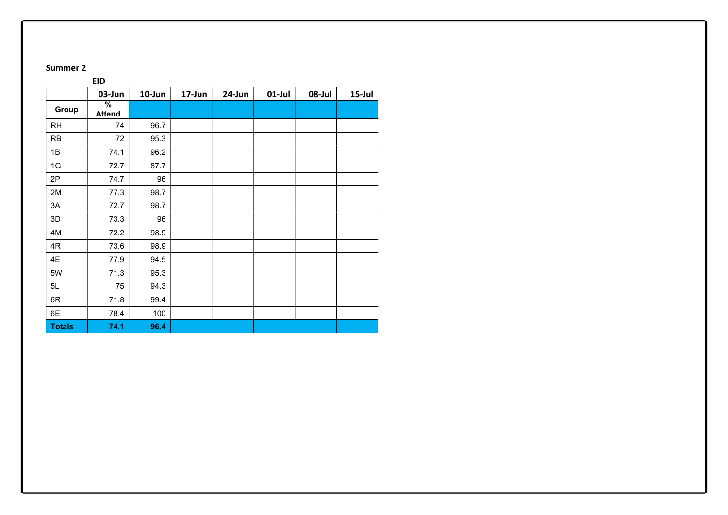**Summer 2**

**EID**

| | 03-Jun | 10-Jun | 17-Jun | 24-Jun | 01-Jul | 08-Jul | 15-Jul |
|---|---|---|---|---|---|---|---|
| **Group** | **% Attend** | | | | | | |
| RH | 74 | 96.7 | | | | | |
| RB | 72 | 95.3 | | | | | |
| 1B | 74.1 | 96.2 | | | | | |
| 1G | 72.7 | 87.7 | | | | | |
| 2P | 74.7 | 96 | | | | | |
| 2M | 77.3 | 98.7 | | | | | |
| 3A | 72.7 | 98.7 | | | | | |
| 3D | 73.3 | 96 | | | | | |
| 4M | 72.2 | 98.9 | | | | | |
| 4R | 73.6 | 98.9 | | | | | |
| 4E | 77.9 | 94.5 | | | | | |
| 5W | 71.3 | 95.3 | | | | | |
| 5L | 75 | 94.3 | | | | | |
| 6R | 71.8 | 99.4 | | | | | |
| 6E | 78.4 | 100 | | | | | |
| **Totals** | **74.1** | **96.4** | | | | | |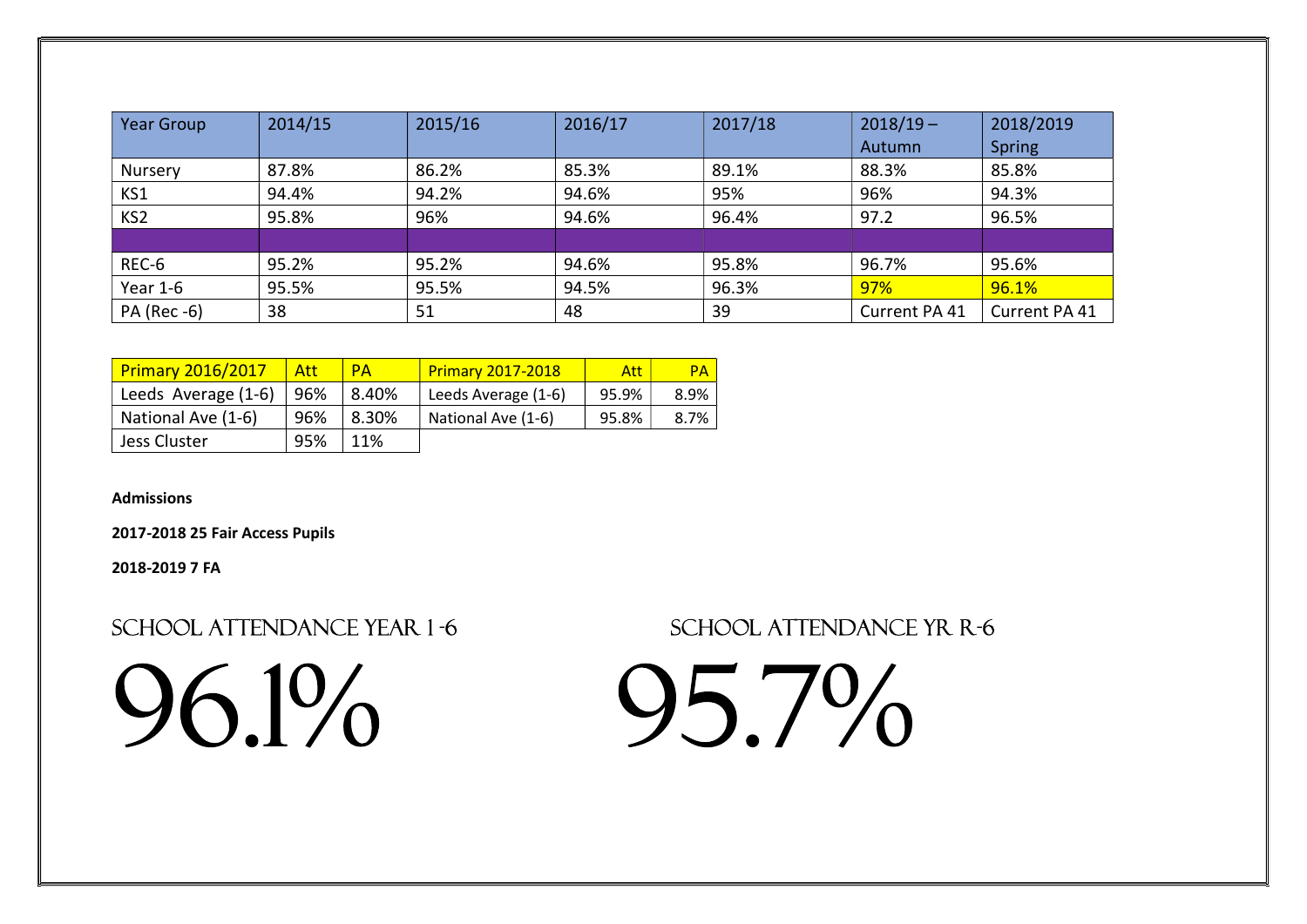| Year Group | 2014/15 | 2015/16 | 2016/17 | 2017/18 | 2018/19 – Autumn | 2018/2019 Spring |
|---|---|---|---|---|---|---|
| Nursery | 87.8% | 86.2% | 85.3% | 89.1% | 88.3% | 85.8% |
| KS1 | 94.4% | 94.2% | 94.6% | 95% | 96% | 94.3% |
| KS2 | 95.8% | 96% | 94.6% | 96.4% | 97.2 | 96.5% |
| | | | | | | |
| REC-6 | 95.2% | 95.2% | 94.6% | 95.8% | 96.7% | 95.6% |
| Year 1-6 | 95.5% | 95.5% | 94.5% | 96.3% | 97% | 96.1% |
| PA (Rec -6) | 38 | 51 | 48 | 39 | Current PA 41 | Current PA 41 |

| Primary 2016/2017 | Att | PA | Primary 2017-2018 | Att | PA |
|---|---|---|---|---|---|
| Leeds Average (1-6) | 96% | 8.40% | Leeds Average (1-6) | 95.9% | 8.9% |
| National Ave (1-6) | 96% | 8.30% | National Ave (1-6) | 95.8% | 8.7% |
| Jess Cluster | 95% | 11% | | | |

**Admissions**

**2017-2018 25 Fair Access Pupils**

**2018-2019 7 FA**

## School Attendance Year 1-6

# 96.1%

## School Attendance Yr R-6

# 95.7%